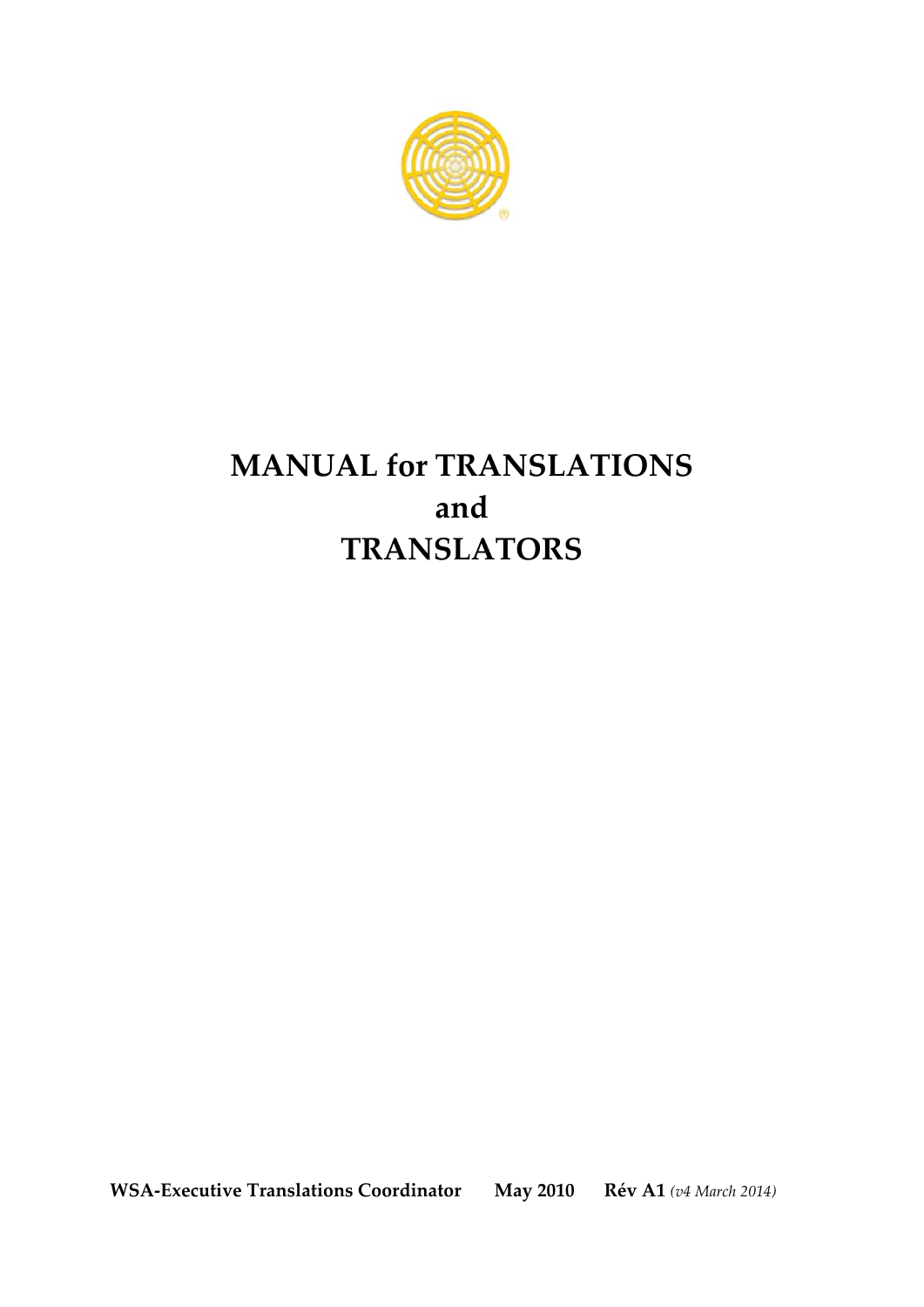# MANUAL for TRANSLATIONS and TRANSLATORS

**WSA-Executive Translations Coordinator** **May 2010** **Rév A1** *(v4 March 2014)*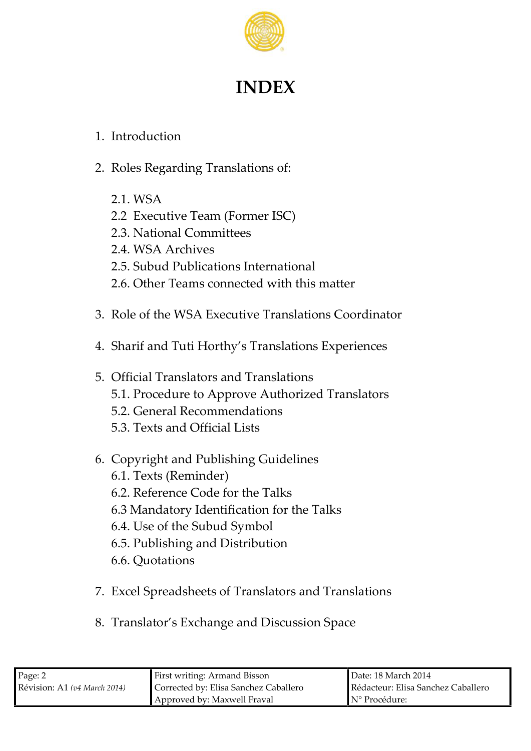# INDEX

1. Introduction

2. Roles Regarding Translations of:

    2.1. WSA
    2.2 Executive Team (Former ISC)
    2.3. National Committees
    2.4. WSA Archives
    2.5. Subud Publications International
    2.6. Other Teams connected with this matter

3. Role of the WSA Executive Translations Coordinator

4. Sharif and Tuti Horthy's Translations Experiences

5. Official Translators and Translations
    5.1. Procedure to Approve Authorized Translators
    5.2. General Recommendations
    5.3. Texts and Official Lists

6. Copyright and Publishing Guidelines
    6.1. Texts (Reminder)
    6.2. Reference Code for the Talks
    6.3 Mandatory Identification for the Talks
    6.4. Use of the Subud Symbol
    6.5. Publishing and Distribution
    6.6. Quotations

7. Excel Spreadsheets of Translators and Translations

8. Translator's Exchange and Discussion Space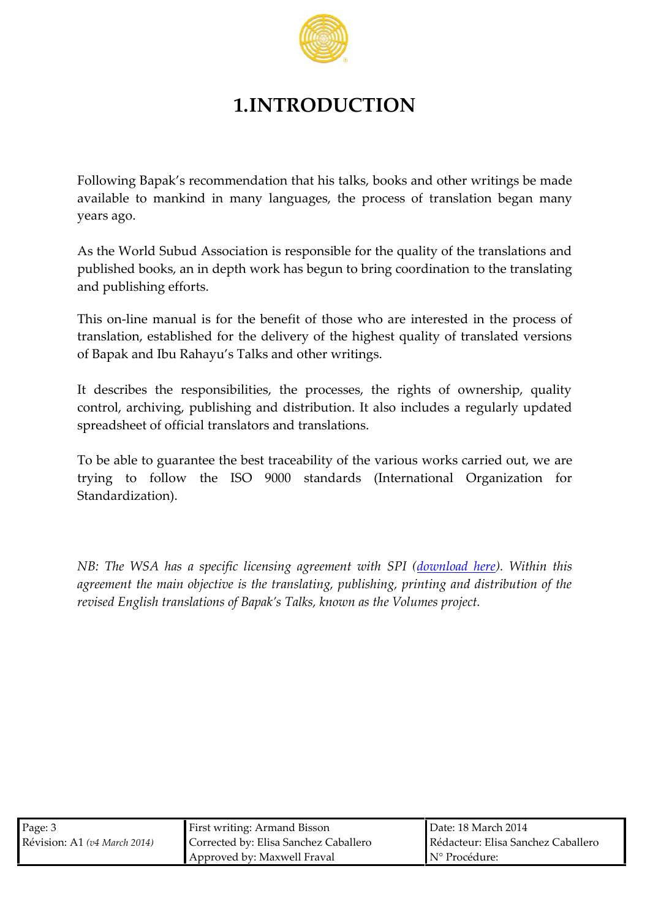# 1.INTRODUCTION

Following Bapak's recommendation that his talks, books and other writings be made available to mankind in many languages, the process of translation began many years ago.

As the World Subud Association is responsible for the quality of the translations and published books, an in depth work has begun to bring coordination to the translating and publishing efforts.

This on-line manual is for the benefit of those who are interested in the process of translation, established for the delivery of the highest quality of translated versions of Bapak and Ibu Rahayu's Talks and other writings.

It describes the responsibilities, the processes, the rights of ownership, quality control, archiving, publishing and distribution. It also includes a regularly updated spreadsheet of official translators and translations.

To be able to guarantee the best traceability of the various works carried out, we are trying to follow the ISO 9000 standards (International Organization for Standardization).

*NB: The WSA has a specific licensing agreement with SPI (download here). Within this agreement the main objective is the translating, publishing, printing and distribution of the revised English translations of Bapak's Talks, known as the Volumes project.*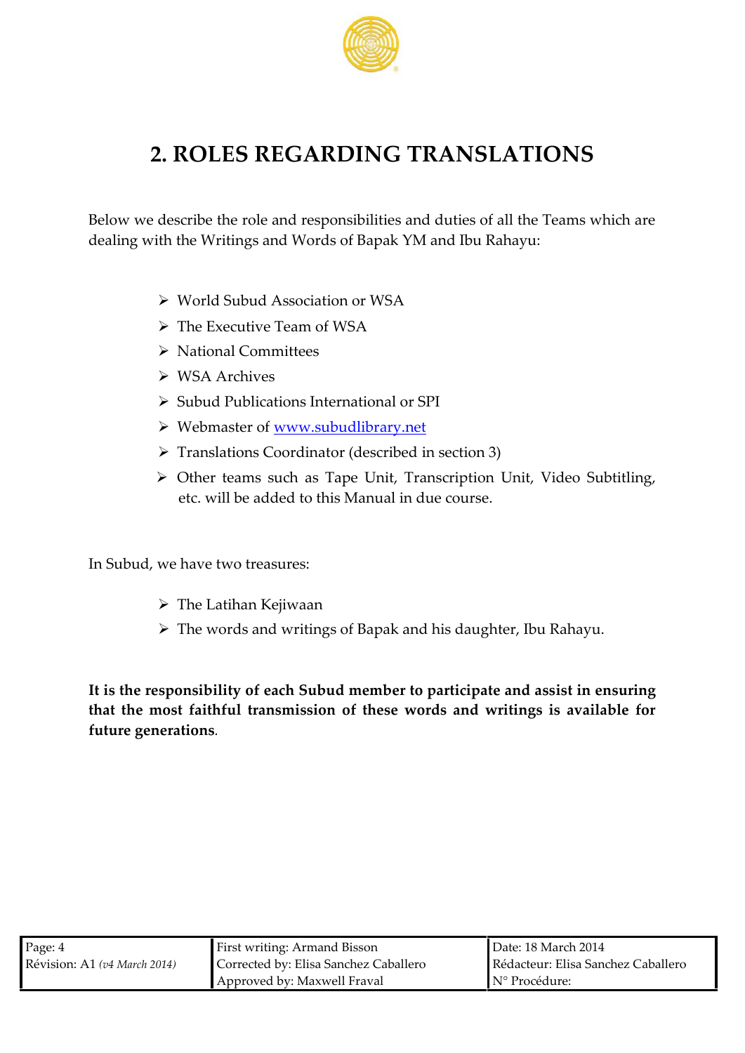# 2. ROLES REGARDING TRANSLATIONS

Below we describe the role and responsibilities and duties of all the Teams which are dealing with the Writings and Words of Bapak YM and Ibu Rahayu:

- World Subud Association or WSA
- The Executive Team of WSA
- National Committees
- WSA Archives
- Subud Publications International or SPI
- Webmaster of [www.subudlibrary.net](http://www.subudlibrary.net)
- Translations Coordinator (described in section 3)
- Other teams such as Tape Unit, Transcription Unit, Video Subtitling, etc. will be added to this Manual in due course.

In Subud, we have two treasures:

- The Latihan Kejiwaan
- The words and writings of Bapak and his daughter, Ibu Rahayu.

**It is the responsibility of each Subud member to participate and assist in ensuring that the most faithful transmission of these words and writings is available for future generations**.

| Page: 4 | First writing: Armand Bisson | Date: 18 March 2014 |
|---|---|---|
| Révision: A1 *(v4 March 2014)* | Corrected by: Elisa Sanchez Caballero | Rédacteur: Elisa Sanchez Caballero |
| | Approved by: Maxwell Fraval | N° Procédure: |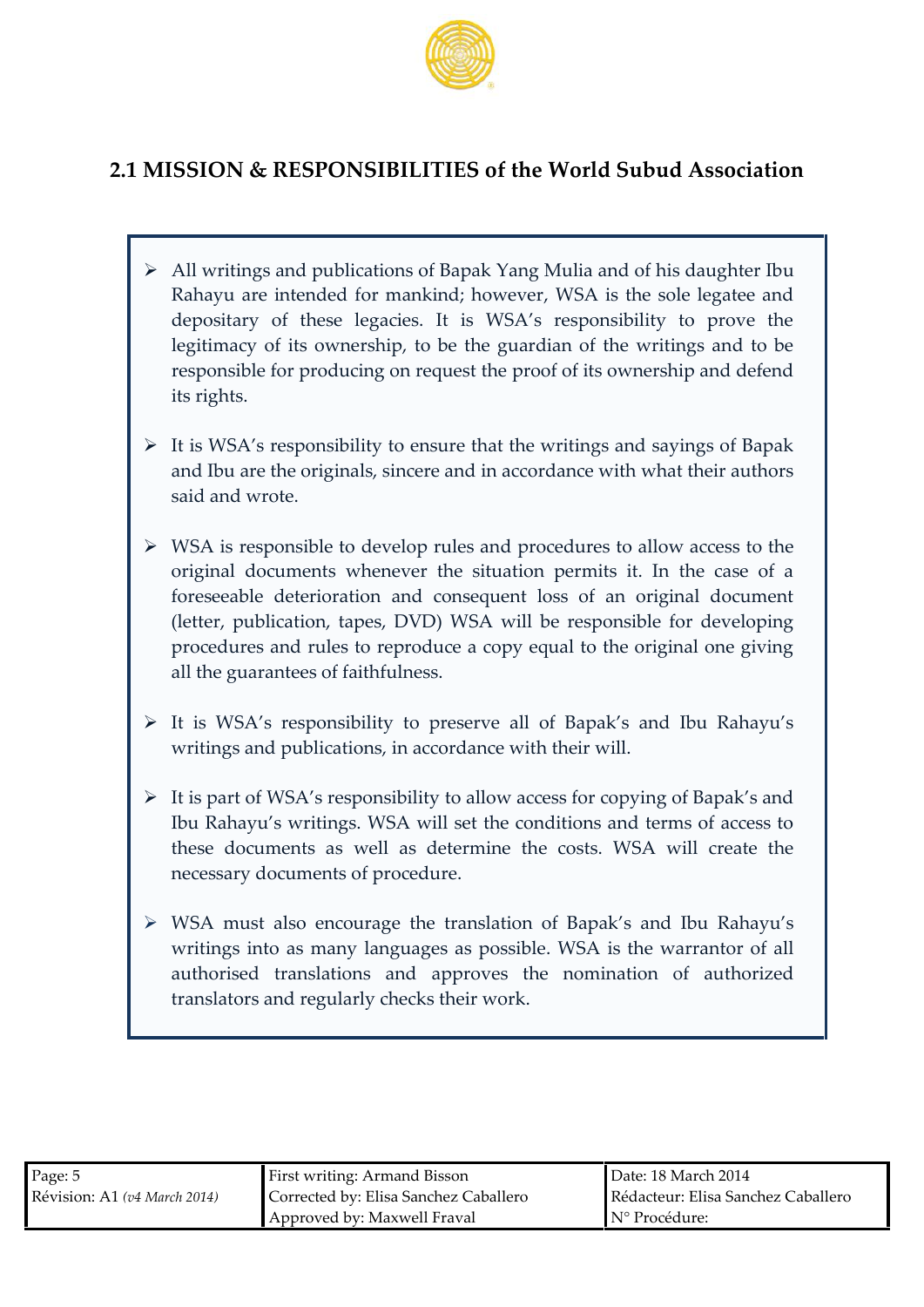## 2.1 MISSION & RESPONSIBILITIES of the World Subud Association

- All writings and publications of Bapak Yang Mulia and of his daughter Ibu Rahayu are intended for mankind; however, WSA is the sole legatee and depositary of these legacies. It is WSA's responsibility to prove the legitimacy of its ownership, to be the guardian of the writings and to be responsible for producing on request the proof of its ownership and defend its rights.

- It is WSA's responsibility to ensure that the writings and sayings of Bapak and Ibu are the originals, sincere and in accordance with what their authors said and wrote.

- WSA is responsible to develop rules and procedures to allow access to the original documents whenever the situation permits it. In the case of a foreseeable deterioration and consequent loss of an original document (letter, publication, tapes, DVD) WSA will be responsible for developing procedures and rules to reproduce a copy equal to the original one giving all the guarantees of faithfulness.

- It is WSA's responsibility to preserve all of Bapak's and Ibu Rahayu's writings and publications, in accordance with their will.

- It is part of WSA's responsibility to allow access for copying of Bapak's and Ibu Rahayu's writings. WSA will set the conditions and terms of access to these documents as well as determine the costs. WSA will create the necessary documents of procedure.

- WSA must also encourage the translation of Bapak's and Ibu Rahayu's writings into as many languages as possible. WSA is the warrantor of all authorised translations and approves the nomination of authorized translators and regularly checks their work.

| Page: 5 | First writing: Armand Bisson | Date: 18 March 2014 |
|---|---|---|
| Révision: A1 *(v4 March 2014)* | Corrected by: Elisa Sanchez Caballero | Rédacteur: Elisa Sanchez Caballero |
| | Approved by: Maxwell Fraval | N° Procédure: |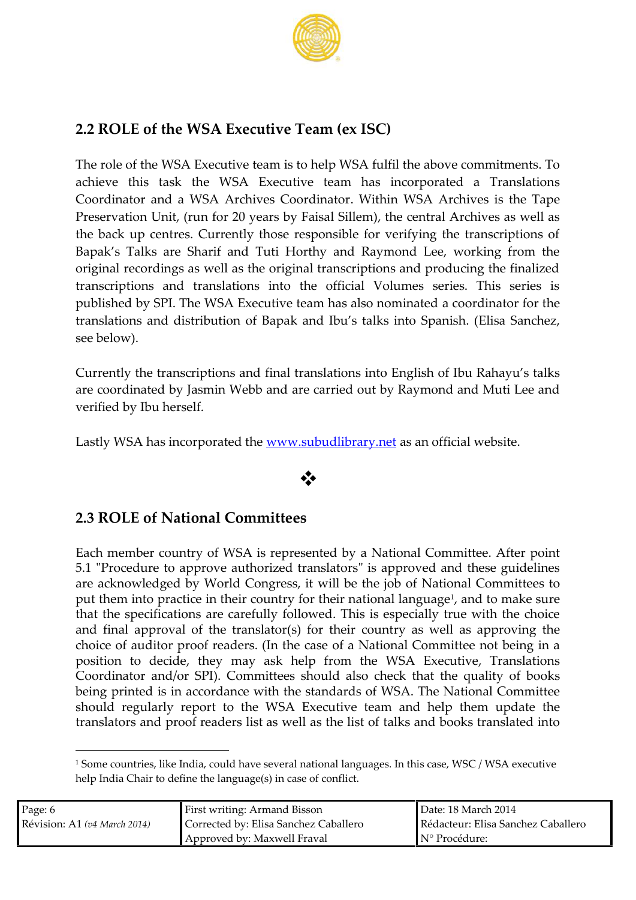## 2.2 ROLE of the WSA Executive Team (ex ISC)

The role of the WSA Executive team is to help WSA fulfil the above commitments. To achieve this task the WSA Executive team has incorporated a Translations Coordinator and a WSA Archives Coordinator. Within WSA Archives is the Tape Preservation Unit, (run for 20 years by Faisal Sillem), the central Archives as well as the back up centres. Currently those responsible for verifying the transcriptions of Bapak's Talks are Sharif and Tuti Horthy and Raymond Lee, working from the original recordings as well as the original transcriptions and producing the finalized transcriptions and translations into the official Volumes series. This series is published by SPI. The WSA Executive team has also nominated a coordinator for the translations and distribution of Bapak and Ibu's talks into Spanish. (Elisa Sanchez, see below).

Currently the transcriptions and final translations into English of Ibu Rahayu's talks are coordinated by Jasmin Webb and are carried out by Raymond and Muti Lee and verified by Ibu herself.

Lastly WSA has incorporated the [www.subudlibrary.net](http://www.subudlibrary.net) as an official website.

❖

## 2.3 ROLE of National Committees

Each member country of WSA is represented by a National Committee. After point 5.1 "Procedure to approve authorized translators" is approved and these guidelines are acknowledged by World Congress, it will be the job of National Committees to put them into practice in their country for their national language[1], and to make sure that the specifications are carefully followed. This is especially true with the choice and final approval of the translator(s) for their country as well as approving the choice of auditor proof readers. (In the case of a National Committee not being in a position to decide, they may ask help from the WSA Executive, Translations Coordinator and/or SPI). Committees should also check that the quality of books being printed is in accordance with the standards of WSA. The National Committee should regularly report to the WSA Executive team and help them update the translators and proof readers list as well as the list of talks and books translated into

[1] Some countries, like India, could have several national languages. In this case, WSC / WSA executive help India Chair to define the language(s) in case of conflict.

| Page: 6 | First writing: Armand Bisson | Date: 18 March 2014 |
| --- | --- | --- |
| Révision: A1 *(v4 March 2014)* | Corrected by: Elisa Sanchez Caballero | Rédacteur: Elisa Sanchez Caballero |
| | Approved by: Maxwell Fraval | N° Procédure: |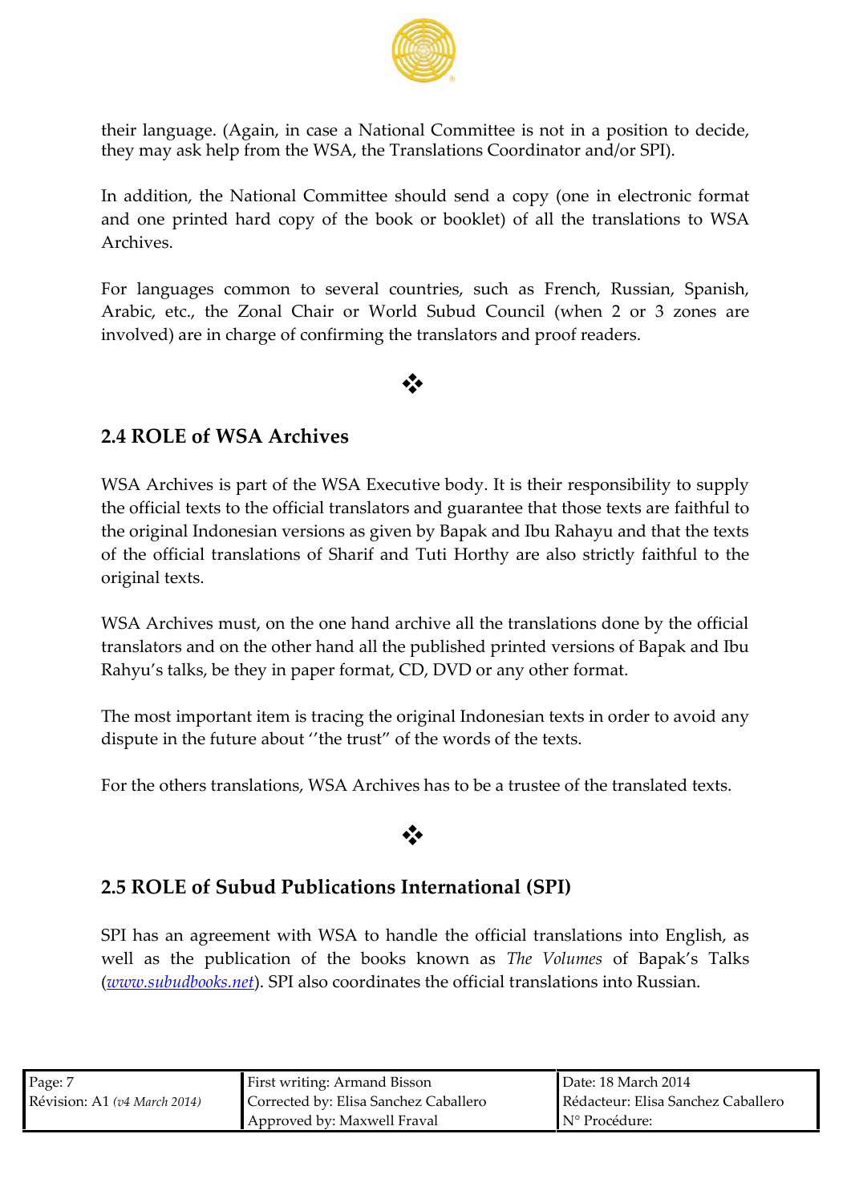their language. (Again, in case a National Committee is not in a position to decide, they may ask help from the WSA, the Translations Coordinator and/or SPI).

In addition, the National Committee should send a copy (one in electronic format and one printed hard copy of the book or booklet) of all the translations to WSA Archives.

For languages common to several countries, such as French, Russian, Spanish, Arabic, etc., the Zonal Chair or World Subud Council (when 2 or 3 zones are involved) are in charge of confirming the translators and proof readers.

❖

## 2.4 ROLE of WSA Archives

WSA Archives is part of the WSA Executive body. It is their responsibility to supply the official texts to the official translators and guarantee that those texts are faithful to the original Indonesian versions as given by Bapak and Ibu Rahayu and that the texts of the official translations of Sharif and Tuti Horthy are also strictly faithful to the original texts.

WSA Archives must, on the one hand archive all the translations done by the official translators and on the other hand all the published printed versions of Bapak and Ibu Rahyu's talks, be they in paper format, CD, DVD or any other format.

The most important item is tracing the original Indonesian texts in order to avoid any dispute in the future about ''the trust" of the words of the texts.

For the others translations, WSA Archives has to be a trustee of the translated texts.

❖

## 2.5 ROLE of Subud Publications International (SPI)

SPI has an agreement with WSA to handle the official translations into English, as well as the publication of the books known as *The Volumes* of Bapak's Talks (*www.subudbooks.net*). SPI also coordinates the official translations into Russian.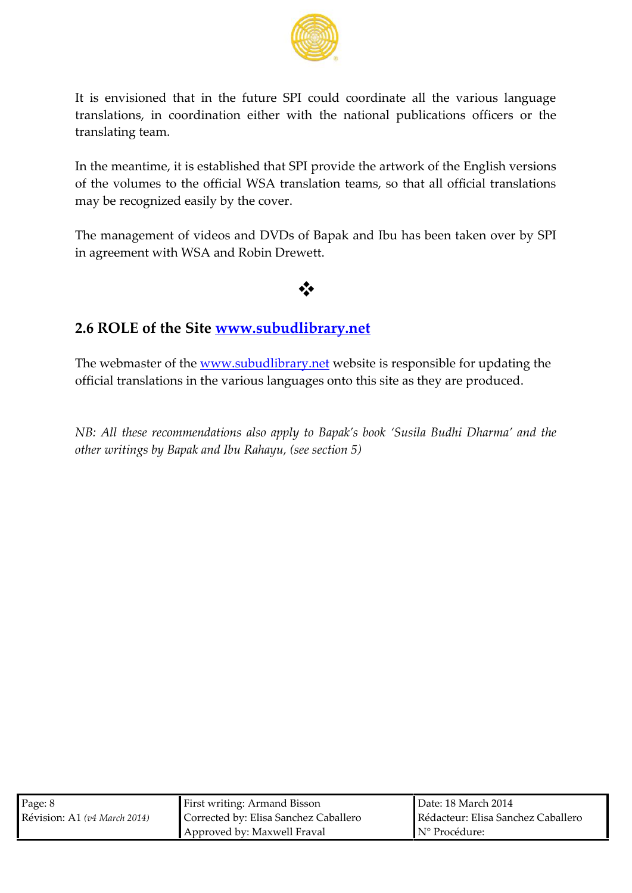It is envisioned that in the future SPI could coordinate all the various language translations, in coordination either with the national publications officers or the translating team.

In the meantime, it is established that SPI provide the artwork of the English versions of the volumes to the official WSA translation teams, so that all official translations may be recognized easily by the cover.

The management of videos and DVDs of Bapak and Ibu has been taken over by SPI in agreement with WSA and Robin Drewett.

❖

## 2.6 ROLE of the Site [www.subudlibrary.net](http://www.subudlibrary.net)

The webmaster of the [www.subudlibrary.net](http://www.subudlibrary.net) website is responsible for updating the official translations in the various languages onto this site as they are produced.

*NB: All these recommendations also apply to Bapak's book 'Susila Budhi Dharma' and the other writings by Bapak and Ibu Rahayu, (see section 5)*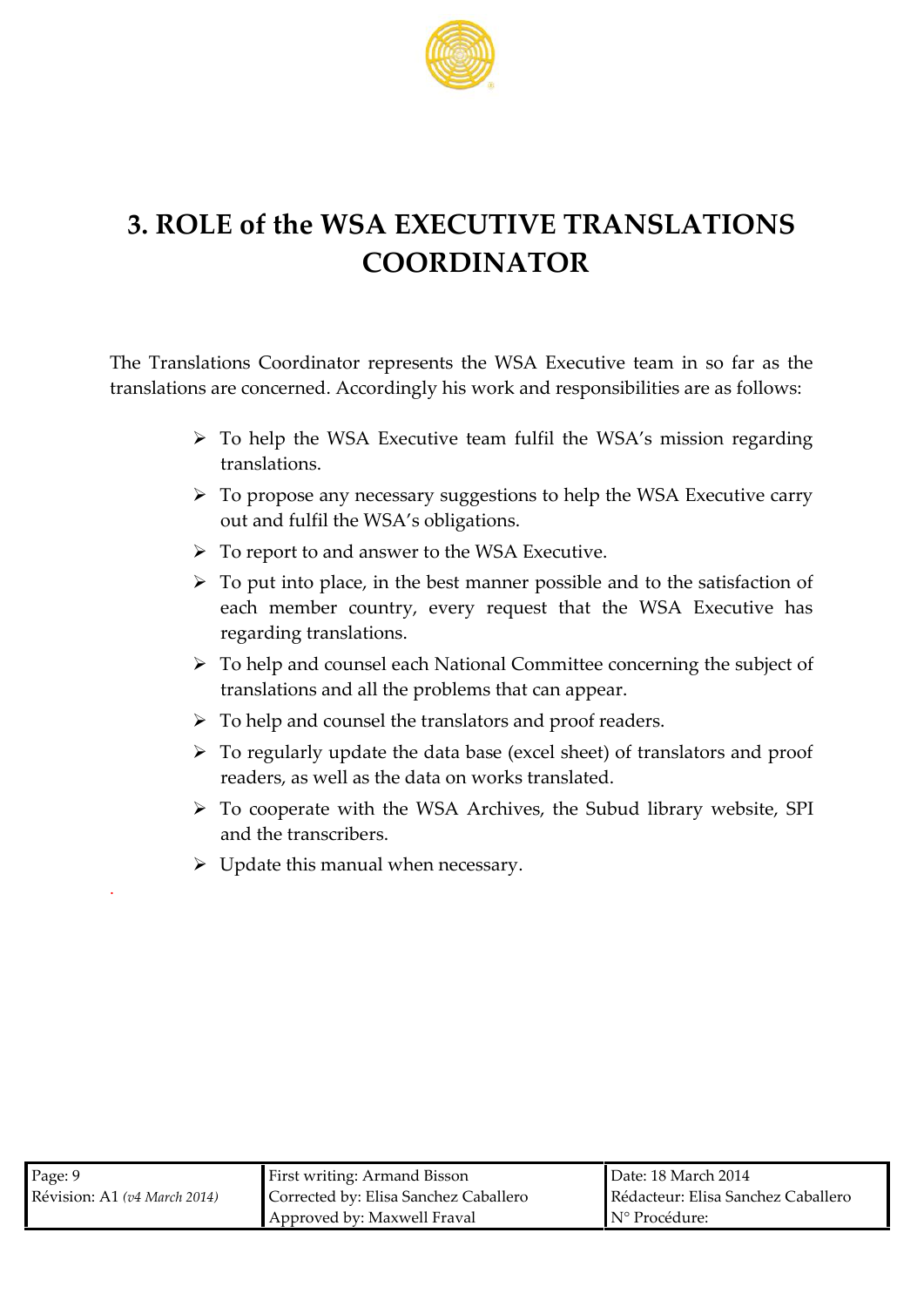# 3. ROLE of the WSA EXECUTIVE TRANSLATIONS COORDINATOR

The Translations Coordinator represents the WSA Executive team in so far as the translations are concerned. Accordingly his work and responsibilities are as follows:

- To help the WSA Executive team fulfil the WSA's mission regarding translations.
- To propose any necessary suggestions to help the WSA Executive carry out and fulfil the WSA's obligations.
- To report to and answer to the WSA Executive.
- To put into place, in the best manner possible and to the satisfaction of each member country, every request that the WSA Executive has regarding translations.
- To help and counsel each National Committee concerning the subject of translations and all the problems that can appear.
- To help and counsel the translators and proof readers.
- To regularly update the data base (excel sheet) of translators and proof readers, as well as the data on works translated.
- To cooperate with the WSA Archives, the Subud library website, SPI and the transcribers.
- Update this manual when necessary.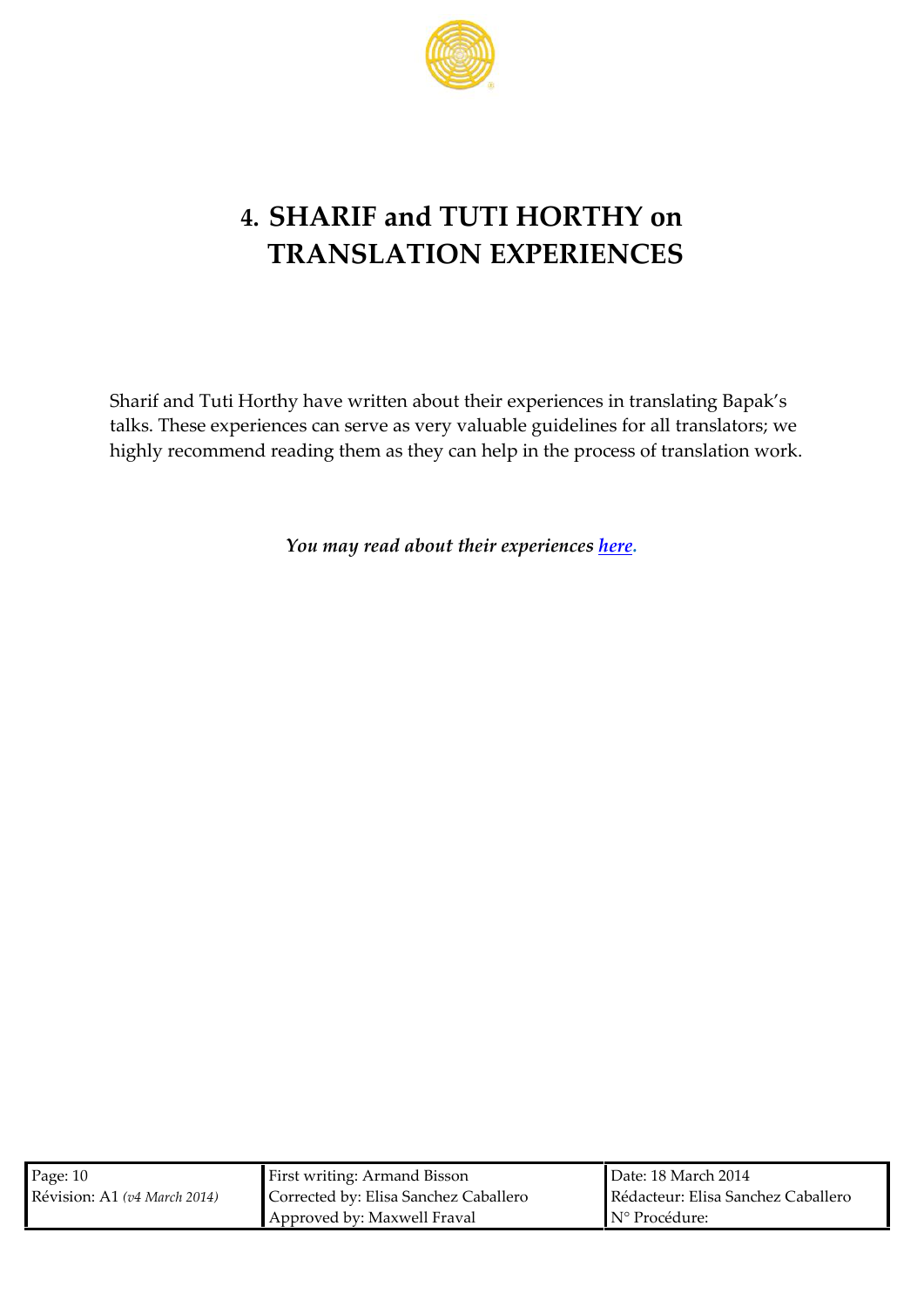# 4. SHARIF and TUTI HORTHY on TRANSLATION EXPERIENCES

Sharif and Tuti Horthy have written about their experiences in translating Bapak's talks. These experiences can serve as very valuable guidelines for all translators; we highly recommend reading them as they can help in the process of translation work.

***You may read about their experiences here.***

| Page: 10 | First writing: Armand Bisson | Date: 18 March 2014 |
| --- | --- | --- |
| Révision: A1 *(v4 March 2014)* | Corrected by: Elisa Sanchez Caballero | Rédacteur: Elisa Sanchez Caballero |
| | Approved by: Maxwell Fraval | N° Procédure: |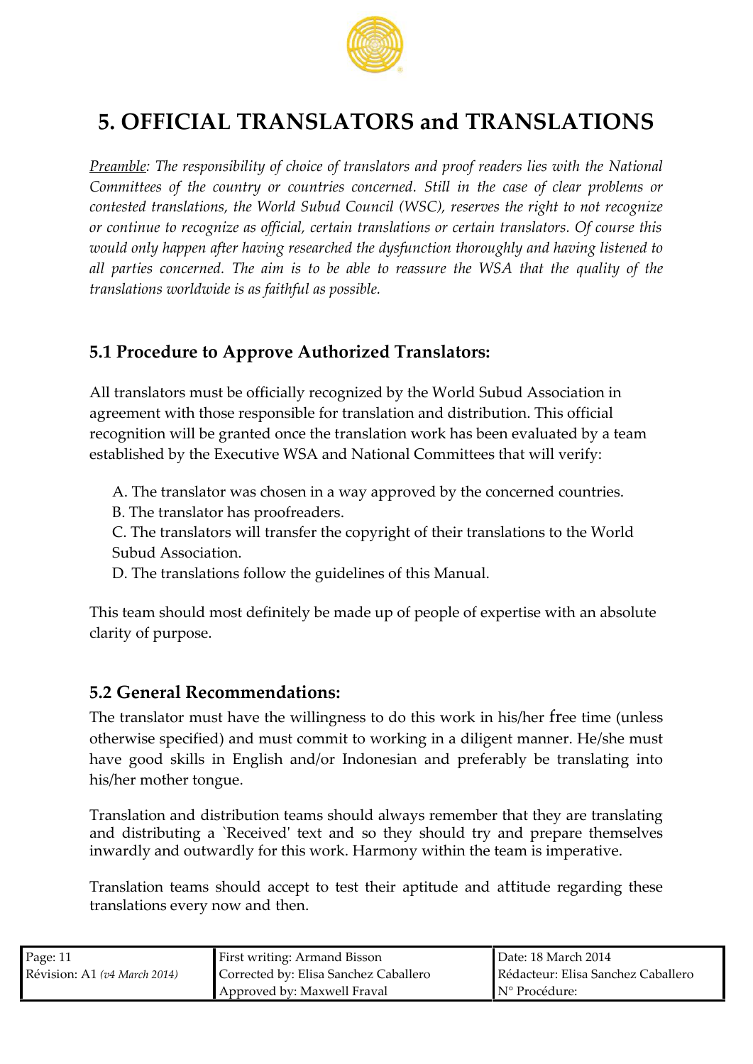# 5. OFFICIAL TRANSLATORS and TRANSLATIONS

*<u>Preamble</u>: The responsibility of choice of translators and proof readers lies with the National Committees of the country or countries concerned. Still in the case of clear problems or contested translations, the World Subud Council (WSC), reserves the right to not recognize or continue to recognize as official, certain translations or certain translators. Of course this would only happen after having researched the dysfunction thoroughly and having listened to all parties concerned. The aim is to be able to reassure the WSA that the quality of the translations worldwide is as faithful as possible.*

## 5.1 Procedure to Approve Authorized Translators:

All translators must be officially recognized by the World Subud Association in agreement with those responsible for translation and distribution. This official recognition will be granted once the translation work has been evaluated by a team established by the Executive WSA and National Committees that will verify:

A. The translator was chosen in a way approved by the concerned countries.
B. The translator has proofreaders.
C. The translators will transfer the copyright of their translations to the World Subud Association.
D. The translations follow the guidelines of this Manual.

This team should most definitely be made up of people of expertise with an absolute clarity of purpose.

## 5.2 General Recommendations:

The translator must have the willingness to do this work in his/her free time (unless otherwise specified) and must commit to working in a diligent manner. He/she must have good skills in English and/or Indonesian and preferably be translating into his/her mother tongue.

Translation and distribution teams should always remember that they are translating and distributing a `Received' text and so they should try and prepare themselves inwardly and outwardly for this work. Harmony within the team is imperative.

Translation teams should accept to test their aptitude and attitude regarding these translations every now and then.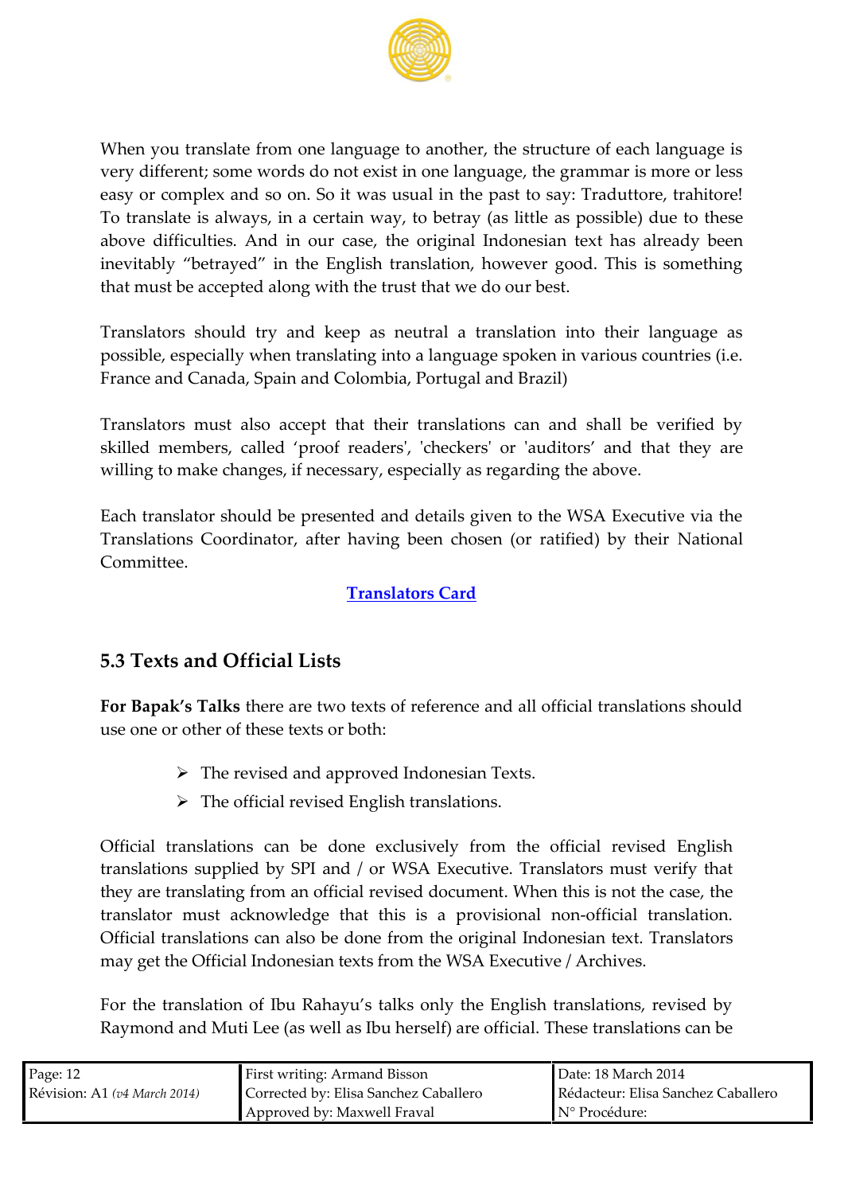When you translate from one language to another, the structure of each language is very different; some words do not exist in one language, the grammar is more or less easy or complex and so on. So it was usual in the past to say: Traduttore, trahitore! To translate is always, in a certain way, to betray (as little as possible) due to these above difficulties. And in our case, the original Indonesian text has already been inevitably "betrayed" in the English translation, however good. This is something that must be accepted along with the trust that we do our best.

Translators should try and keep as neutral a translation into their language as possible, especially when translating into a language spoken in various countries (i.e. France and Canada, Spain and Colombia, Portugal and Brazil)

Translators must also accept that their translations can and shall be verified by skilled members, called 'proof readers', 'checkers' or 'auditors' and that they are willing to make changes, if necessary, especially as regarding the above.

Each translator should be presented and details given to the WSA Executive via the Translations Coordinator, after having been chosen (or ratified) by their National Committee.

**Translators Card**

## 5.3 Texts and Official Lists

**For Bapak's Talks** there are two texts of reference and all official translations should use one or other of these texts or both:

- The revised and approved Indonesian Texts.
- The official revised English translations.

Official translations can be done exclusively from the official revised English translations supplied by SPI and / or WSA Executive. Translators must verify that they are translating from an official revised document. When this is not the case, the translator must acknowledge that this is a provisional non-official translation. Official translations can also be done from the original Indonesian text. Translators may get the Official Indonesian texts from the WSA Executive / Archives.

For the translation of Ibu Rahayu's talks only the English translations, revised by Raymond and Muti Lee (as well as Ibu herself) are official. These translations can be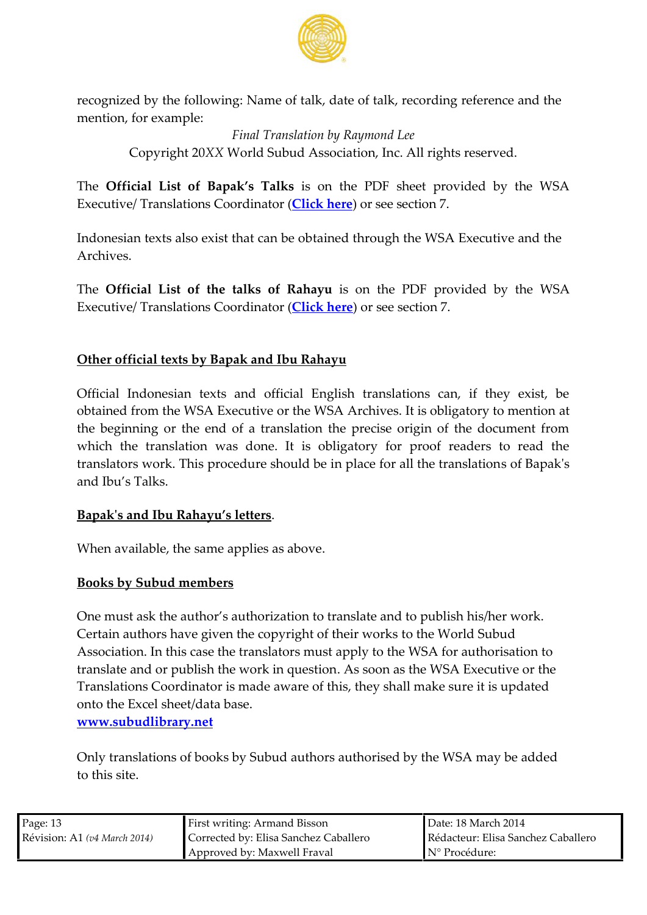recognized by the following: Name of talk, date of talk, recording reference and the mention, for example:

*Final Translation by Raymond Lee*
Copyright 20*XX* World Subud Association, Inc. All rights reserved.

The **Official List of Bapak's Talks** is on the PDF sheet provided by the WSA Executive/ Translations Coordinator (**Click here**) or see section 7.

Indonesian texts also exist that can be obtained through the WSA Executive and the Archives.

The **Official List of the talks of Rahayu** is on the PDF provided by the WSA Executive/ Translations Coordinator (**Click here**) or see section 7.

**Other official texts by Bapak and Ibu Rahayu**

Official Indonesian texts and official English translations can, if they exist, be obtained from the WSA Executive or the WSA Archives. It is obligatory to mention at the beginning or the end of a translation the precise origin of the document from which the translation was done. It is obligatory for proof readers to read the translators work. This procedure should be in place for all the translations of Bapak's and Ibu's Talks.

**Bapak's and Ibu Rahayu's letters**.

When available, the same applies as above.

**Books by Subud members**

One must ask the author's authorization to translate and to publish his/her work. Certain authors have given the copyright of their works to the World Subud Association. In this case the translators must apply to the WSA for authorisation to translate and or publish the work in question. As soon as the WSA Executive or the Translations Coordinator is made aware of this, they shall make sure it is updated onto the Excel sheet/data base.
**www.subudlibrary.net**

Only translations of books by Subud authors authorised by the WSA may be added to this site.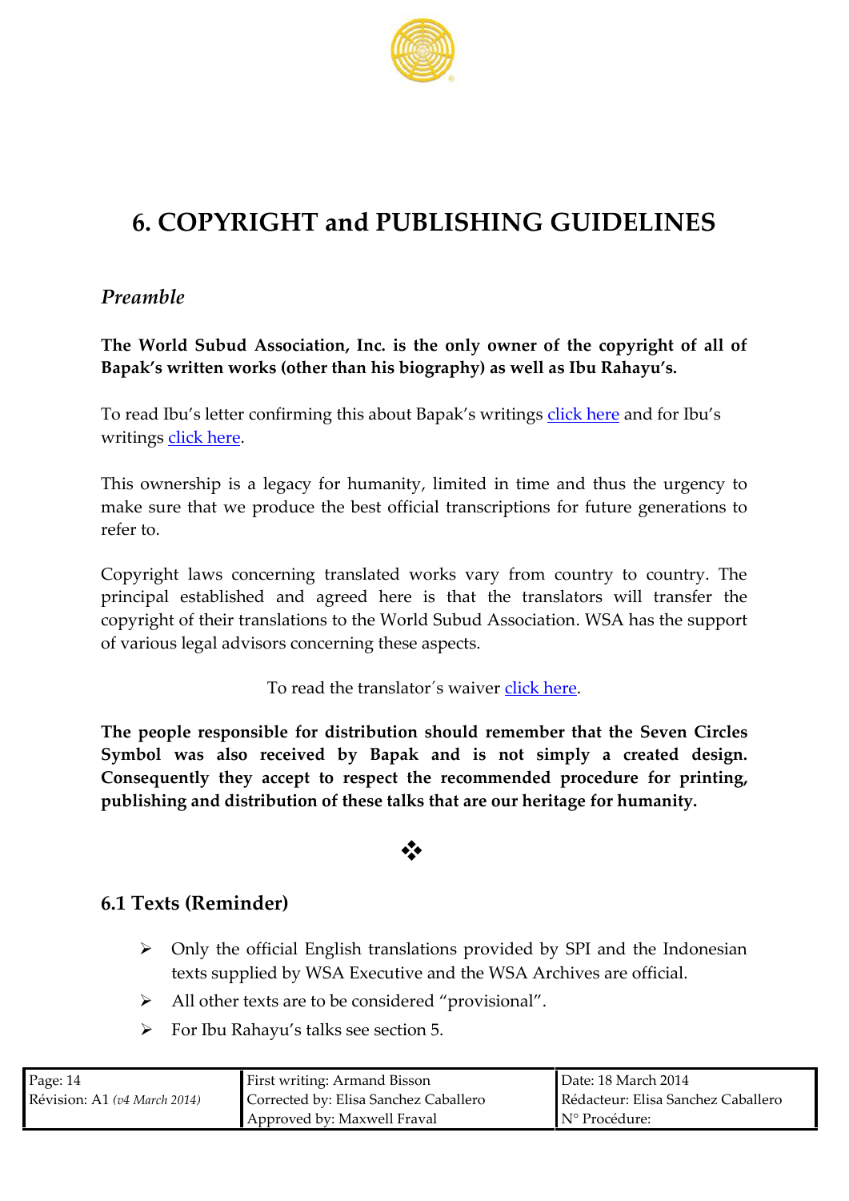# 6. COPYRIGHT and PUBLISHING GUIDELINES

## *Preamble*

**The World Subud Association, Inc. is the only owner of the copyright of all of Bapak's written works (other than his biography) as well as Ibu Rahayu's.**

To read Ibu's letter confirming this about Bapak's writings click here and for Ibu's writings click here.

This ownership is a legacy for humanity, limited in time and thus the urgency to make sure that we produce the best official transcriptions for future generations to refer to.

Copyright laws concerning translated works vary from country to country. The principal established and agreed here is that the translators will transfer the copyright of their translations to the World Subud Association. WSA has the support of various legal advisors concerning these aspects.

To read the translator´s waiver click here.

**The people responsible for distribution should remember that the Seven Circles Symbol was also received by Bapak and is not simply a created design. Consequently they accept to respect the recommended procedure for printing, publishing and distribution of these talks that are our heritage for humanity.**

❖

## 6.1 Texts (Reminder)

- Only the official English translations provided by SPI and the Indonesian texts supplied by WSA Executive and the WSA Archives are official.
- All other texts are to be considered "provisional".
- For Ibu Rahayu's talks see section 5.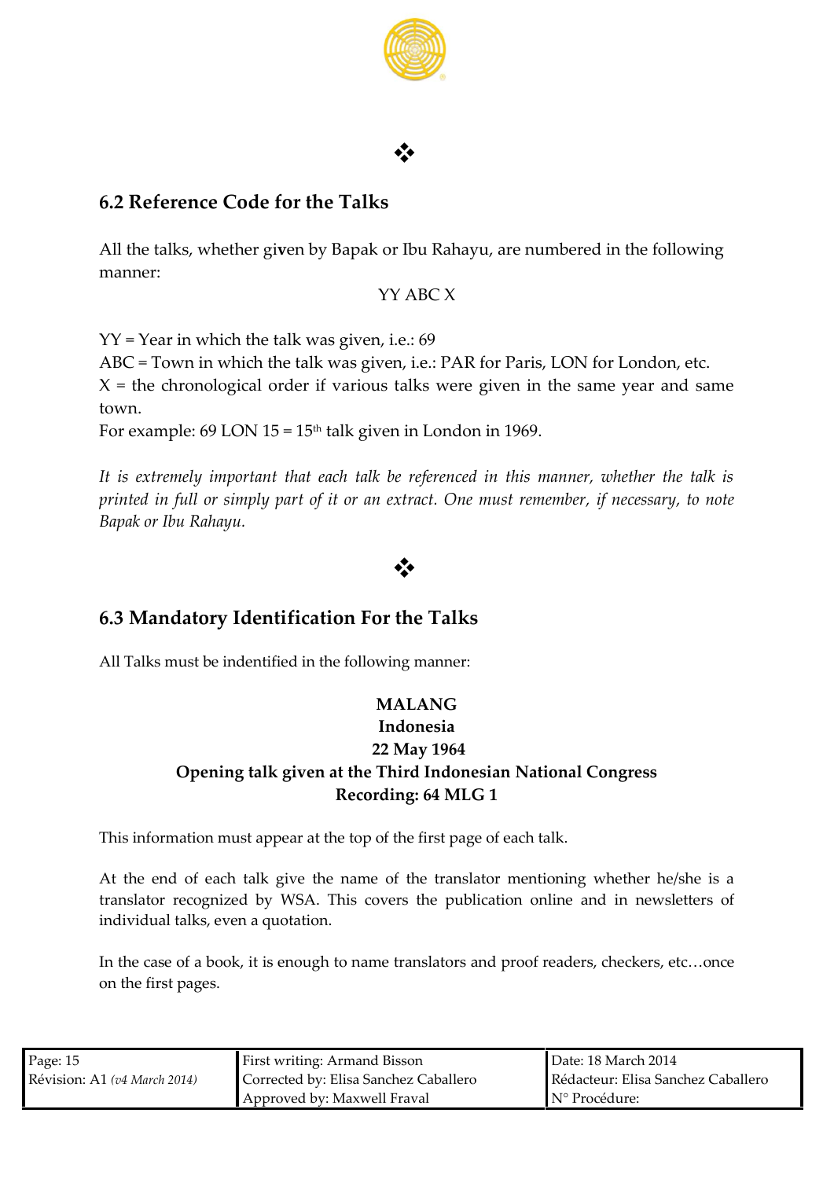❖

## 6.2 Reference Code for the Talks

All the talks, whether given by Bapak or Ibu Rahayu, are numbered in the following manner:

YY ABC X

YY = Year in which the talk was given, i.e.: 69
ABC = Town in which the talk was given, i.e.: PAR for Paris, LON for London, etc.
X = the chronological order if various talks were given in the same year and same town.
For example: 69 LON 15 = 15th talk given in London in 1969.

*It is extremely important that each talk be referenced in this manner, whether the talk is printed in full or simply part of it or an extract. One must remember, if necessary, to note Bapak or Ibu Rahayu.*

❖

## 6.3 Mandatory Identification For the Talks

All Talks must be indentified in the following manner:

**MALANG**
**Indonesia**
**22 May 1964**
**Opening talk given at the Third Indonesian National Congress**
**Recording: 64 MLG 1**

This information must appear at the top of the first page of each talk.

At the end of each talk give the name of the translator mentioning whether he/she is a translator recognized by WSA. This covers the publication online and in newsletters of individual talks, even a quotation.

In the case of a book, it is enough to name translators and proof readers, checkers, etc…once on the first pages.

| Page: 15 | First writing: Armand Bisson | Date: 18 March 2014 |
|---|---|---|
| Révision: A1 *(v4 March 2014)* | Corrected by: Elisa Sanchez Caballero | Rédacteur: Elisa Sanchez Caballero |
| | Approved by: Maxwell Fraval | N° Procédure: |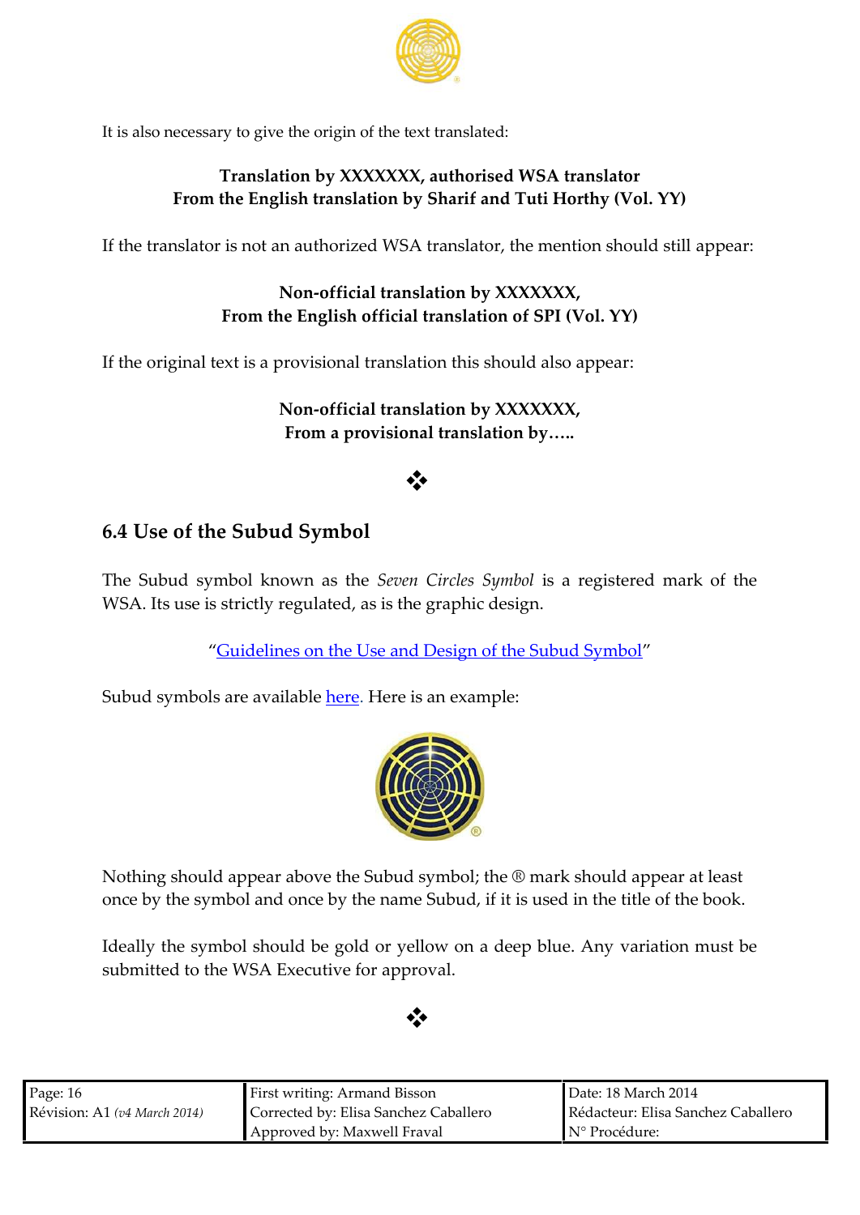It is also necessary to give the origin of the text translated:

**Translation by XXXXXXX, authorised WSA translator**
**From the English translation by Sharif and Tuti Horthy (Vol. YY)**

If the translator is not an authorized WSA translator, the mention should still appear:

**Non-official translation by XXXXXXX,**
**From the English official translation of SPI (Vol. YY)**

If the original text is a provisional translation this should also appear:

**Non-official translation by XXXXXXX,**
**From a provisional translation by…..**

❖

## 6.4 Use of the Subud Symbol

The Subud symbol known as the *Seven Circles Symbol* is a registered mark of the WSA. Its use is strictly regulated, as is the graphic design.

"[Guidelines on the Use and Design of the Subud Symbol]"

Subud symbols are available [here]. Here is an example:

Nothing should appear above the Subud symbol; the ® mark should appear at least once by the symbol and once by the name Subud, if it is used in the title of the book.

Ideally the symbol should be gold or yellow on a deep blue. Any variation must be submitted to the WSA Executive for approval.

❖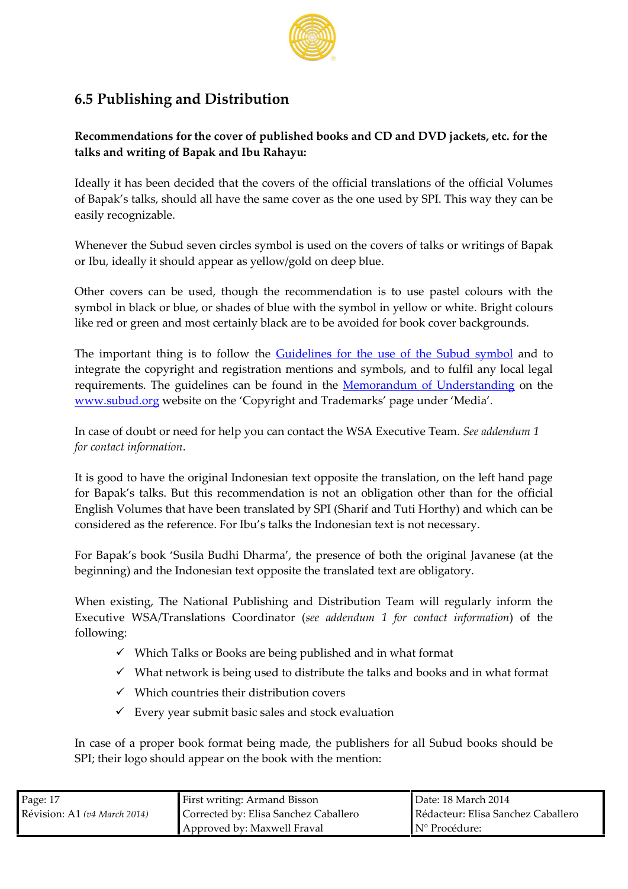## 6.5 Publishing and Distribution

**Recommendations for the cover of published books and CD and DVD jackets, etc. for the talks and writing of Bapak and Ibu Rahayu:**

Ideally it has been decided that the covers of the official translations of the official Volumes of Bapak's talks, should all have the same cover as the one used by SPI. This way they can be easily recognizable.

Whenever the Subud seven circles symbol is used on the covers of talks or writings of Bapak or Ibu, ideally it should appear as yellow/gold on deep blue.

Other covers can be used, though the recommendation is to use pastel colours with the symbol in black or blue, or shades of blue with the symbol in yellow or white. Bright colours like red or green and most certainly black are to be avoided for book cover backgrounds.

The important thing is to follow the Guidelines for the use of the Subud symbol and to integrate the copyright and registration mentions and symbols, and to fulfil any local legal requirements. The guidelines can be found in the Memorandum of Understanding on the www.subud.org website on the 'Copyright and Trademarks' page under 'Media'.

In case of doubt or need for help you can contact the WSA Executive Team. *See addendum 1 for contact information*.

It is good to have the original Indonesian text opposite the translation, on the left hand page for Bapak's talks. But this recommendation is not an obligation other than for the official English Volumes that have been translated by SPI (Sharif and Tuti Horthy) and which can be considered as the reference. For Ibu's talks the Indonesian text is not necessary.

For Bapak's book 'Susila Budhi Dharma', the presence of both the original Javanese (at the beginning) and the Indonesian text opposite the translated text are obligatory.

When existing, The National Publishing and Distribution Team will regularly inform the Executive WSA/Translations Coordinator (*see addendum 1 for contact information*) of the following:

- ✓ Which Talks or Books are being published and in what format
- ✓ What network is being used to distribute the talks and books and in what format
- ✓ Which countries their distribution covers
- ✓ Every year submit basic sales and stock evaluation

In case of a proper book format being made, the publishers for all Subud books should be SPI; their logo should appear on the book with the mention:

| Page: 17 | First writing: Armand Bisson | Date: 18 March 2014 |
|---|---|---|
| Révision: A1 *(v4 March 2014)* | Corrected by: Elisa Sanchez Caballero | Rédacteur: Elisa Sanchez Caballero |
| | Approved by: Maxwell Fraval | N° Procédure: |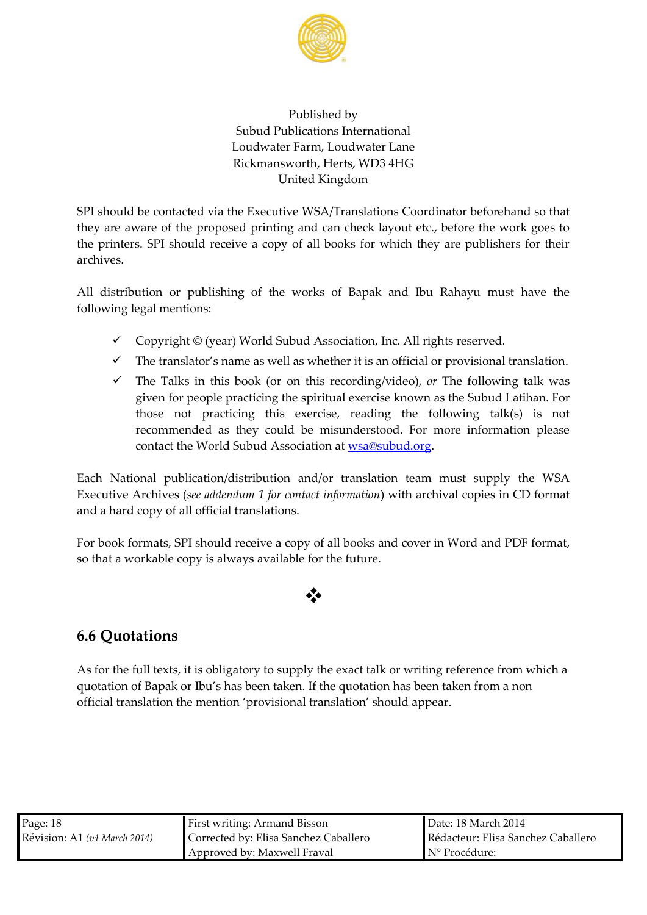Published by  
Subud Publications International  
Loudwater Farm, Loudwater Lane  
Rickmansworth, Herts, WD3 4HG  
United Kingdom

SPI should be contacted via the Executive WSA/Translations Coordinator beforehand so that they are aware of the proposed printing and can check layout etc., before the work goes to the printers. SPI should receive a copy of all books for which they are publishers for their archives.

All distribution or publishing of the works of Bapak and Ibu Rahayu must have the following legal mentions:

- ✓ Copyright © (year) World Subud Association, Inc. All rights reserved.
- ✓ The translator's name as well as whether it is an official or provisional translation.
- ✓ The Talks in this book (or on this recording/video), *or* The following talk was given for people practicing the spiritual exercise known as the Subud Latihan. For those not practicing this exercise, reading the following talk(s) is not recommended as they could be misunderstood. For more information please contact the World Subud Association at wsa@subud.org.

Each National publication/distribution and/or translation team must supply the WSA Executive Archives (*see addendum 1 for contact information*) with archival copies in CD format and a hard copy of all official translations.

For book formats, SPI should receive a copy of all books and cover in Word and PDF format, so that a workable copy is always available for the future.

❖

## 6.6 Quotations

As for the full texts, it is obligatory to supply the exact talk or writing reference from which a quotation of Bapak or Ibu's has been taken. If the quotation has been taken from a non official translation the mention 'provisional translation' should appear.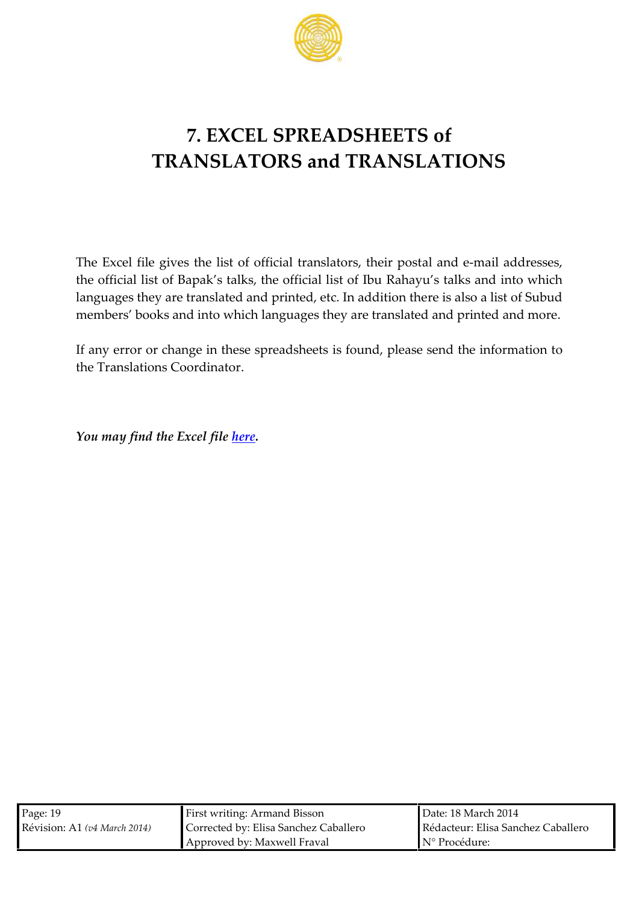# 7. EXCEL SPREADSHEETS of TRANSLATORS and TRANSLATIONS

The Excel file gives the list of official translators, their postal and e-mail addresses, the official list of Bapak's talks, the official list of Ibu Rahayu's talks and into which languages they are translated and printed, etc. In addition there is also a list of Subud members' books and into which languages they are translated and printed and more.

If any error or change in these spreadsheets is found, please send the information to the Translations Coordinator.

***You may find the Excel file here.***

| Page: 19 | First writing: Armand Bisson | Date: 18 March 2014 |
|---|---|---|
| Révision: A1 *(v4 March 2014)* | Corrected by: Elisa Sanchez Caballero | Rédacteur: Elisa Sanchez Caballero |
| | Approved by: Maxwell Fraval | N° Procédure: |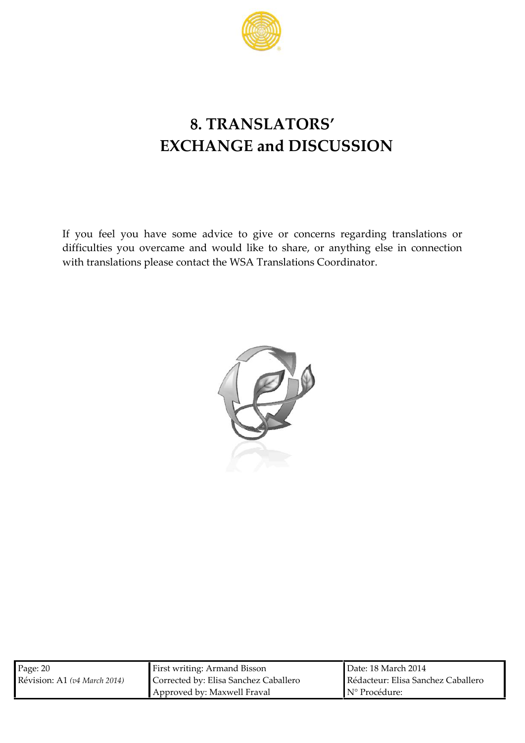# 8. TRANSLATORS' EXCHANGE and DISCUSSION

If you feel you have some advice to give or concerns regarding translations or difficulties you overcame and would like to share, or anything else in connection with translations please contact the WSA Translations Coordinator.

| Page: 20 | First writing: Armand Bisson | Date: 18 March 2014 |
| --- | --- | --- |
| Révision: A1 *(v4 March 2014)* | Corrected by: Elisa Sanchez Caballero | Rédacteur: Elisa Sanchez Caballero |
| | Approved by: Maxwell Fraval | N° Procédure: |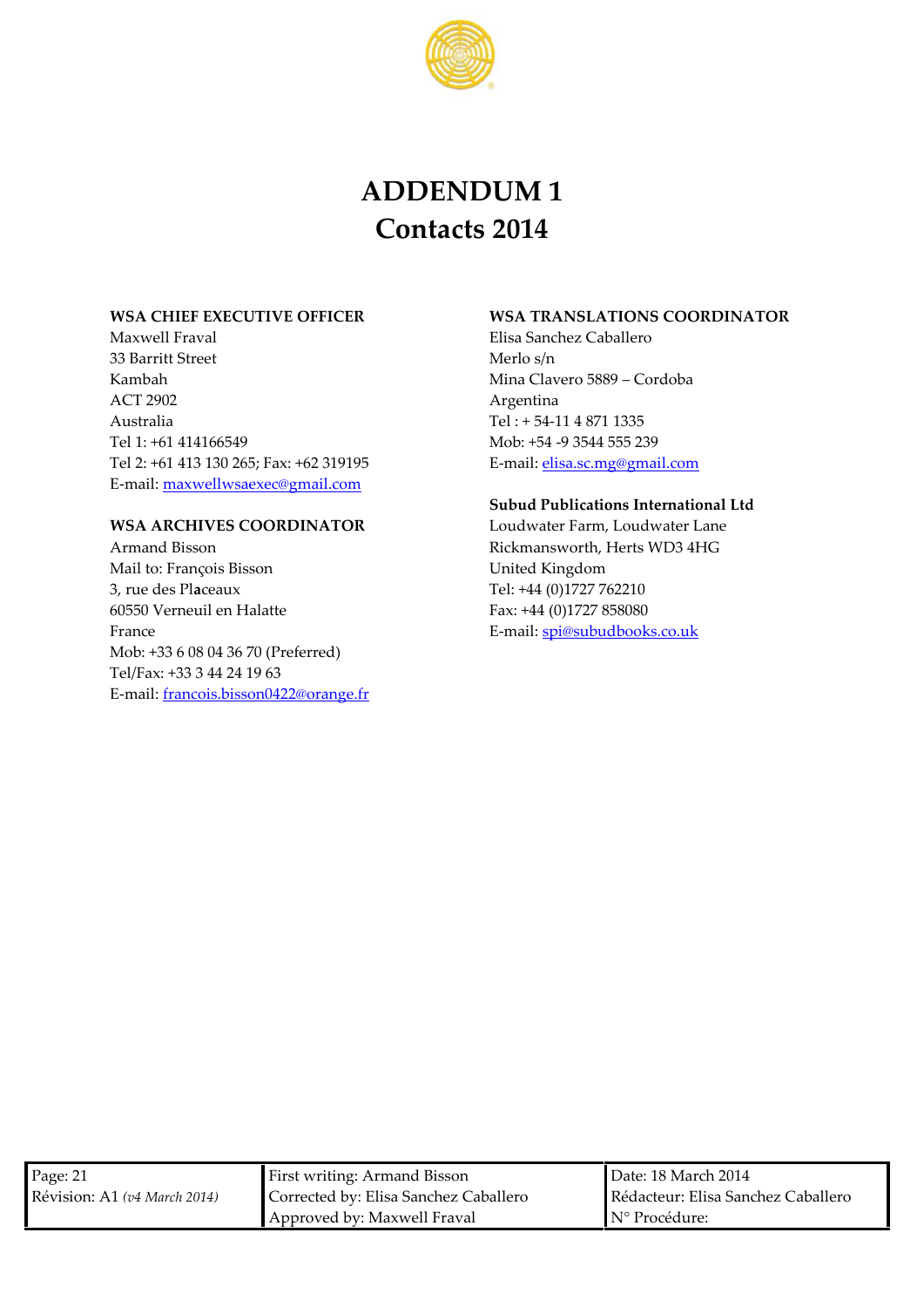# ADDENDUM 1
# Contacts 2014

**WSA CHIEF EXECUTIVE OFFICER**
Maxwell Fraval
33 Barritt Street
Kambah
ACT 2902
Australia
Tel 1: +61 414166549
Tel 2: +61 413 130 265; Fax: +62 319195
E-mail: maxwellwsaexec@gmail.com

**WSA ARCHIVES COORDINATOR**
Armand Bisson
Mail to: François Bisson
3, rue des Pl**a**ceaux
60550 Verneuil en Halatte
France
Mob: +33 6 08 04 36 70 (Preferred)
Tel/Fax: +33 3 44 24 19 63
E-mail: francois.bisson0422@orange.fr

**WSA TRANSLATIONS COORDINATOR**
Elisa Sanchez Caballero
Merlo s/n
Mina Clavero 5889 – Cordoba
Argentina
Tel : + 54-11 4 871 1335
Mob: +54 -9 3544 555 239
E-mail: elisa.sc.mg@gmail.com

**Subud Publications International Ltd**
Loudwater Farm, Loudwater Lane
Rickmansworth, Herts WD3 4HG
United Kingdom
Tel: +44 (0)1727 762210
Fax: +44 (0)1727 858080
E-mail: spi@subudbooks.co.uk

| | | |
|---|---|---|
| Page: 21 | First writing: Armand Bisson | Date: 18 March 2014 |
| Révision: A1 *(v4 March 2014)* | Corrected by: Elisa Sanchez Caballero | Rédacteur: Elisa Sanchez Caballero |
| | Approved by: Maxwell Fraval | N° Procédure: |